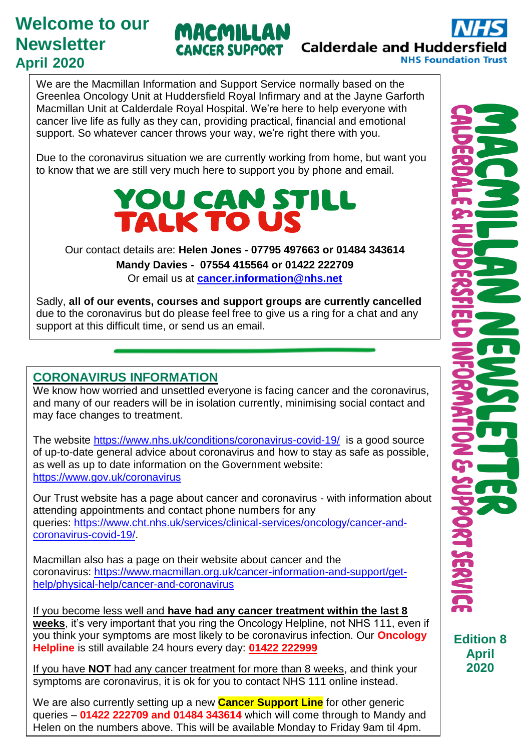# Welcome to our Newsletter
## April 2020

MACMILLAN CANCER SUPPORT

NHS Calderdale and Huddersfield NHS Foundation Trust

MACMILLAN NEWSLETTER

CALDERDALE & HUDDERSFIELD INFORMATION & SUPPORT SERVICE

**Edition 8**
**April 2020**

We are the Macmillan Information and Support Service normally based on the Greenlea Oncology Unit at Huddersfield Royal Infirmary and at the Jayne Garforth Macmillan Unit at Calderdale Royal Hospital. We're here to help everyone with cancer live life as fully as they can, providing practical, financial and emotional support. So whatever cancer throws your way, we're right there with you.

Due to the coronavirus situation we are currently working from home, but want you to know that we are still very much here to support you by phone and email.

## YOU CAN STILL TALK TO US

Our contact details are: **Helen Jones - 07795 497663 or 01484 343614**
**Mandy Davies - 07554 415564 or 01422 222709**
Or email us at **cancer.information@nhs.net**

Sadly, **all of our events, courses and support groups are currently cancelled** due to the coronavirus but do please feel free to give us a ring for a chat and any support at this difficult time, or send us an email.

## CORONAVIRUS INFORMATION

We know how worried and unsettled everyone is facing cancer and the coronavirus, and many of our readers will be in isolation currently, minimising social contact and may face changes to treatment.

The website https://www.nhs.uk/conditions/coronavirus-covid-19/ is a good source of up-to-date general advice about coronavirus and how to stay as safe as possible, as well as up to date information on the Government website: https://www.gov.uk/coronavirus

Our Trust website has a page about cancer and coronavirus - with information about attending appointments and contact phone numbers for any queries: https://www.cht.nhs.uk/services/clinical-services/oncology/cancer-and-coronavirus-covid-19/.

Macmillan also has a page on their website about cancer and the coronavirus: https://www.macmillan.org.uk/cancer-information-and-support/get-help/physical-help/cancer-and-coronavirus

If you become less well and **have had any cancer treatment within the last 8 weeks**, it's very important that you ring the Oncology Helpline, not NHS 111, even if you think your symptoms are most likely to be coronavirus infection. Our **Oncology Helpline** is still available 24 hours every day: **01422 222999**

If you have **NOT** had any cancer treatment for more than 8 weeks, and think your symptoms are coronavirus, it is ok for you to contact NHS 111 online instead.

We are also currently setting up a new **Cancer Support Line** for other generic queries – **01422 222709 and 01484 343614** which will come through to Mandy and Helen on the numbers above. This will be available Monday to Friday 9am til 4pm.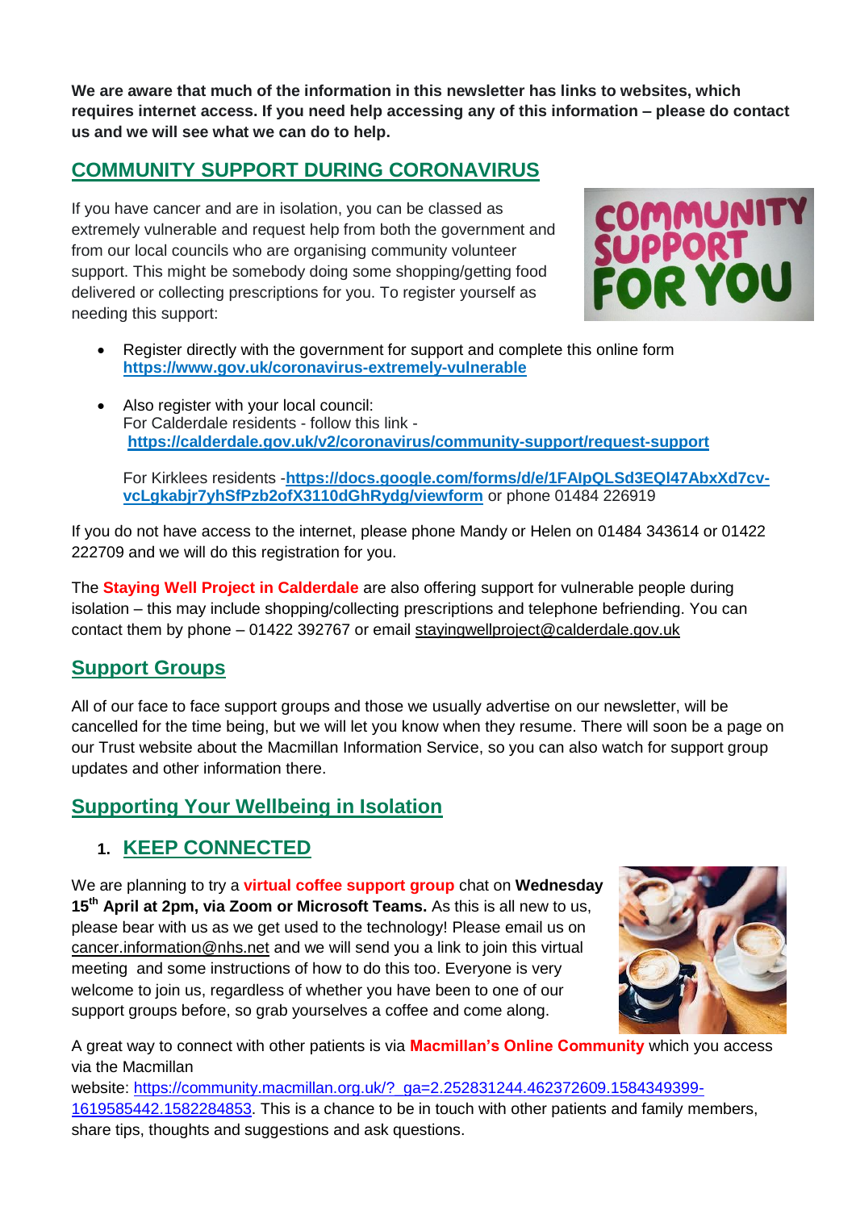**We are aware that much of the information in this newsletter has links to websites, which requires internet access. If you need help accessing any of this information – please do contact us and we will see what we can do to help.**

## COMMUNITY SUPPORT DURING CORONAVIRUS

If you have cancer and are in isolation, you can be classed as extremely vulnerable and request help from both the government and from our local councils who are organising community volunteer support. This might be somebody doing some shopping/getting food delivered or collecting prescriptions for you. To register yourself as needing this support:

- Register directly with the government for support and complete this online form **https://www.gov.uk/coronavirus-extremely-vulnerable**

- Also register with your local council:
  For Calderdale residents - follow this link - **https://calderdale.gov.uk/v2/coronavirus/community-support/request-support**

  For Kirklees residents -**https://docs.google.com/forms/d/e/1FAIpQLSd3EQl47AbxXd7cv-vcLgkabjr7yhSfPzb2ofX3110dGhRydg/viewform** or phone 01484 226919

If you do not have access to the internet, please phone Mandy or Helen on 01484 343614 or 01422 222709 and we will do this registration for you.

The **Staying Well Project in Calderdale** are also offering support for vulnerable people during isolation – this may include shopping/collecting prescriptions and telephone befriending. You can contact them by phone – 01422 392767 or email stayingwellproject@calderdale.gov.uk

## Support Groups

All of our face to face support groups and those we usually advertise on our newsletter, will be cancelled for the time being, but we will let you know when they resume. There will soon be a page on our Trust website about the Macmillan Information Service, so you can also watch for support group updates and other information there.

## Supporting Your Wellbeing in Isolation

### 1. KEEP CONNECTED

We are planning to try a **virtual coffee support group** chat on **Wednesday 15th April at 2pm, via Zoom or Microsoft Teams.** As this is all new to us, please bear with us as we get used to the technology! Please email us on cancer.information@nhs.net and we will send you a link to join this virtual meeting and some instructions of how to do this too. Everyone is very welcome to join us, regardless of whether you have been to one of our support groups before, so grab yourselves a coffee and come along.

A great way to connect with other patients is via **Macmillan's Online Community** which you access via the Macmillan website: https://community.macmillan.org.uk/?_ga=2.252831244.462372609.1584349399-1619585442.1582284853. This is a chance to be in touch with other patients and family members, share tips, thoughts and suggestions and ask questions.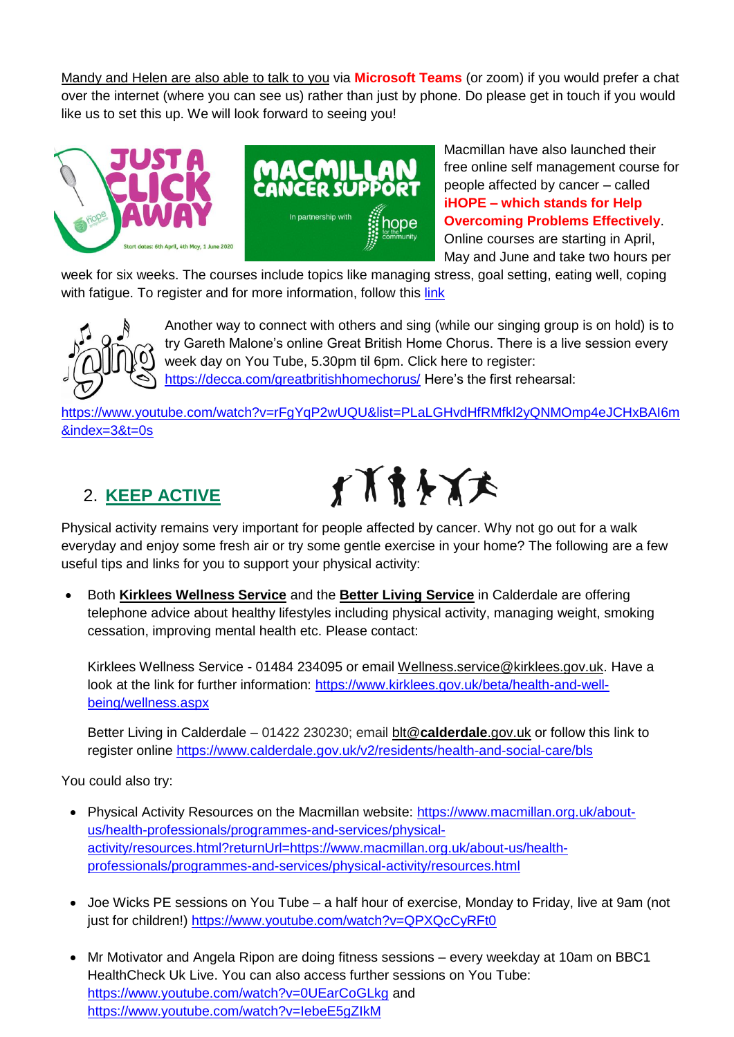Mandy and Helen are also able to talk to you via **Microsoft Teams** (or zoom) if you would prefer a chat over the internet (where you can see us) rather than just by phone. Do please get in touch if you would like us to set this up. We will look forward to seeing you!

Macmillan have also launched their free online self management course for people affected by cancer – called **iHOPE – which stands for Help Overcoming Problems Effectively**. Online courses are starting in April, May and June and take two hours per week for six weeks. The courses include topics like managing stress, goal setting, eating well, coping with fatigue. To register and for more information, follow this link

Another way to connect with others and sing (while our singing group is on hold) is to try Gareth Malone's online Great British Home Chorus. There is a live session every week day on You Tube, 5.30pm til 6pm. Click here to register: https://decca.com/greatbritishhomechorus/ Here's the first rehearsal:

https://www.youtube.com/watch?v=rFgYqP2wUQU&list=PLaLGHvdHfRMfkl2yQNMOmp4eJCHxBAI6m&index=3&t=0s

## 2. KEEP ACTIVE

Physical activity remains very important for people affected by cancer. Why not go out for a walk everyday and enjoy some fresh air or try some gentle exercise in your home? The following are a few useful tips and links for you to support your physical activity:

- Both **Kirklees Wellness Service** and the **Better Living Service** in Calderdale are offering telephone advice about healthy lifestyles including physical activity, managing weight, smoking cessation, improving mental health etc. Please contact:

  Kirklees Wellness Service - 01484 234095 or email Wellness.service@kirklees.gov.uk. Have a look at the link for further information: https://www.kirklees.gov.uk/beta/health-and-well-being/wellness.aspx

  Better Living in Calderdale – 01422 230230; email blt@**calderdale**.gov.uk or follow this link to register online https://www.calderdale.gov.uk/v2/residents/health-and-social-care/bls

You could also try:

- Physical Activity Resources on the Macmillan website: https://www.macmillan.org.uk/about-us/health-professionals/programmes-and-services/physical-activity/resources.html?returnUrl=https://www.macmillan.org.uk/about-us/health-professionals/programmes-and-services/physical-activity/resources.html

- Joe Wicks PE sessions on You Tube – a half hour of exercise, Monday to Friday, live at 9am (not just for children!) https://www.youtube.com/watch?v=QPXQcCyRFt0

- Mr Motivator and Angela Ripon are doing fitness sessions – every weekday at 10am on BBC1 HealthCheck Uk Live. You can also access further sessions on You Tube: https://www.youtube.com/watch?v=0UEarCoGLkg and https://www.youtube.com/watch?v=IebeE5gZIkM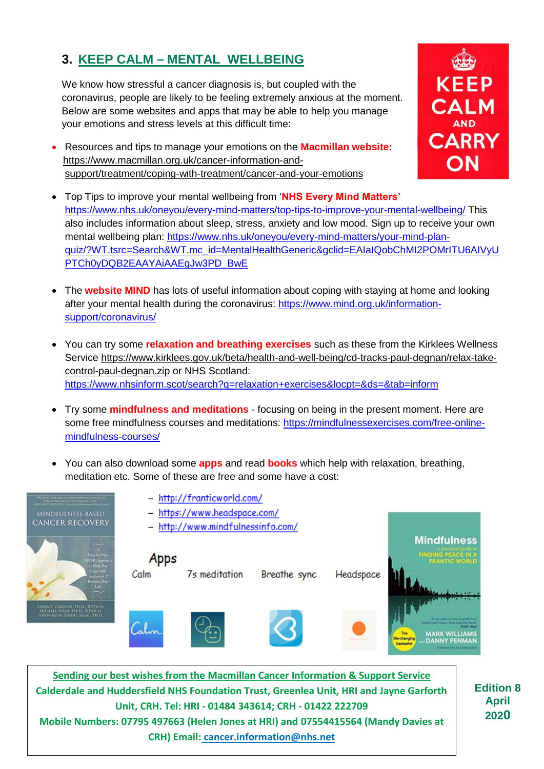## 3. KEEP CALM – MENTAL WELLBEING

We know how stressful a cancer diagnosis is, but coupled with the coronavirus, people are likely to be feeling extremely anxious at the moment. Below are some websites and apps that may be able to help you manage your emotions and stress levels at this difficult time:

- Resources and tips to manage your emotions on the **Macmillan website:** https://www.macmillan.org.uk/cancer-information-and-support/treatment/coping-with-treatment/cancer-and-your-emotions
- Top Tips to improve your mental wellbeing from '**NHS Every Mind Matters'** https://www.nhs.uk/oneyou/every-mind-matters/top-tips-to-improve-your-mental-wellbeing/ This also includes information about sleep, stress, anxiety and low mood. Sign up to receive your own mental wellbeing plan: https://www.nhs.uk/oneyou/every-mind-matters/your-mind-plan-quiz/?WT.tsrc=Search&WT.mc_id=MentalHealthGeneric&gclid=EAIaIQobChMI2POMrITU6AIVyUPTCh0yDQB2EAAYAiAAEgJw3PD_BwE
- The **website MIND** has lots of useful information about coping with staying at home and looking after your mental health during the coronavirus: https://www.mind.org.uk/information-support/coronavirus/
- You can try some **relaxation and breathing exercises** such as these from the Kirklees Wellness Service https://www.kirklees.gov.uk/beta/health-and-well-being/cd-tracks-paul-degnan/relax-take-control-paul-degnan.zip or NHS Scotland: https://www.nhsinform.scot/search?q=relaxation+exercises&locpt=&ds=&tab=inform
- Try some **mindfulness and meditations** - focusing on being in the present moment. Here are some free mindfulness courses and meditations: https://mindfulnessexercises.com/free-online-mindfulness-courses/
- You can also download some **apps** and read **books** which help with relaxation, breathing, meditation etc. Some of these are free and some have a cost:

  - http://franticworld.com/
  - https://www.headspace.com/
  - http://www.mindfulnessinfo.com/

**Apps**

Calm | 7s meditation | Breathe sync | Headspace

**Sending our best wishes from the Macmillan Cancer Information & Support Service**
**Calderdale and Huddersfield NHS Foundation Trust, Greenlea Unit, HRI and Jayne Garforth Unit, CRH. Tel: HRI - 01484 343614; CRH - 01422 222709**
**Mobile Numbers: 07795 497663 (Helen Jones at HRI) and 07554415564 (Mandy Davies at CRH) Email: cancer.information@nhs.net**

**Edition 8 April 2020**